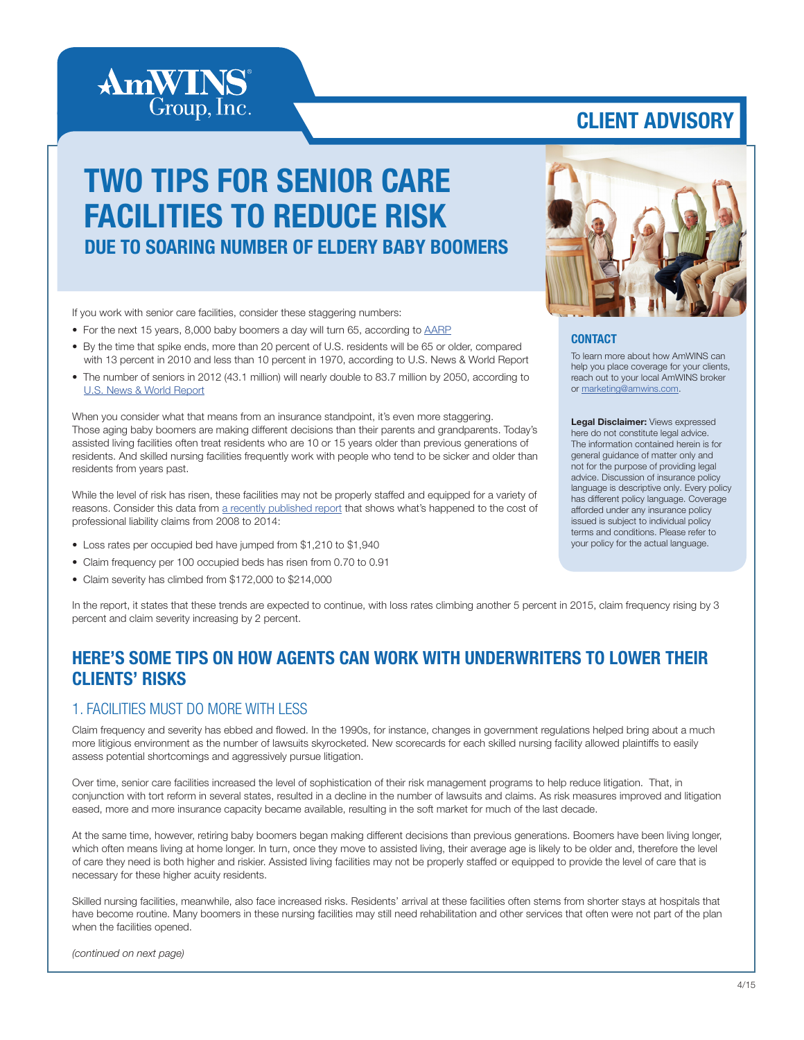AmWINS Group, Inc.

CLIENT ADVISORY

# TWO TIPS FOR SENIOR CARE FACILITIES TO REDUCE RISK

## DUE TO SOARING NUMBER OF ELDERY BABY BOOMERS

If you work with senior care facilities, consider these staggering numbers:

- For the next 15 years, 8,000 baby boomers a day will turn 65, according to AARP
- By the time that spike ends, more than 20 percent of U.S. residents will be 65 or older, compared with 13 percent in 2010 and less than 10 percent in 1970, according to U.S. News & World Report
- The number of seniors in 2012 (43.1 million) will nearly double to 83.7 million by 2050, according to U.S. News & World Report

When you consider what that means from an insurance standpoint, it's even more staggering. Those aging baby boomers are making different decisions than their parents and grandparents. Today's assisted living facilities often treat residents who are 10 or 15 years older than previous generations of residents. And skilled nursing facilities frequently work with people who tend to be sicker and older than residents from years past.

While the level of risk has risen, these facilities may not be properly staffed and equipped for a variety of reasons. Consider this data from a recently published report that shows what's happened to the cost of professional liability claims from 2008 to 2014:

- Loss rates per occupied bed have jumped from $1,210 to $1,940
- Claim frequency per 100 occupied beds has risen from 0.70 to 0.91
- Claim severity has climbed from $172,000 to $214,000

In the report, it states that these trends are expected to continue, with loss rates climbing another 5 percent in 2015, claim frequency rising by 3 percent and claim severity increasing by 2 percent.

### CONTACT

To learn more about how AmWINS can help you place coverage for your clients, reach out to your local AmWINS broker or marketing@amwins.com.

**Legal Disclaimer:** Views expressed here do not constitute legal advice. The information contained herein is for general guidance of matter only and not for the purpose of providing legal advice. Discussion of insurance policy language is descriptive only. Every policy has different policy language. Coverage afforded under any insurance policy issued is subject to individual policy terms and conditions. Please refer to your policy for the actual language.

## HERE'S SOME TIPS ON HOW AGENTS CAN WORK WITH UNDERWRITERS TO LOWER THEIR CLIENTS' RISKS

### 1. FACILITIES MUST DO MORE WITH LESS

Claim frequency and severity has ebbed and flowed. In the 1990s, for instance, changes in government regulations helped bring about a much more litigious environment as the number of lawsuits skyrocketed. New scorecards for each skilled nursing facility allowed plaintiffs to easily assess potential shortcomings and aggressively pursue litigation.

Over time, senior care facilities increased the level of sophistication of their risk management programs to help reduce litigation. That, in conjunction with tort reform in several states, resulted in a decline in the number of lawsuits and claims. As risk measures improved and litigation eased, more and more insurance capacity became available, resulting in the soft market for much of the last decade.

At the same time, however, retiring baby boomers began making different decisions than previous generations. Boomers have been living longer, which often means living at home longer. In turn, once they move to assisted living, their average age is likely to be older and, therefore the level of care they need is both higher and riskier. Assisted living facilities may not be properly staffed or equipped to provide the level of care that is necessary for these higher acuity residents.

Skilled nursing facilities, meanwhile, also face increased risks. Residents' arrival at these facilities often stems from shorter stays at hospitals that have become routine. Many boomers in these nursing facilities may still need rehabilitation and other services that often were not part of the plan when the facilities opened.

*(continued on next page)*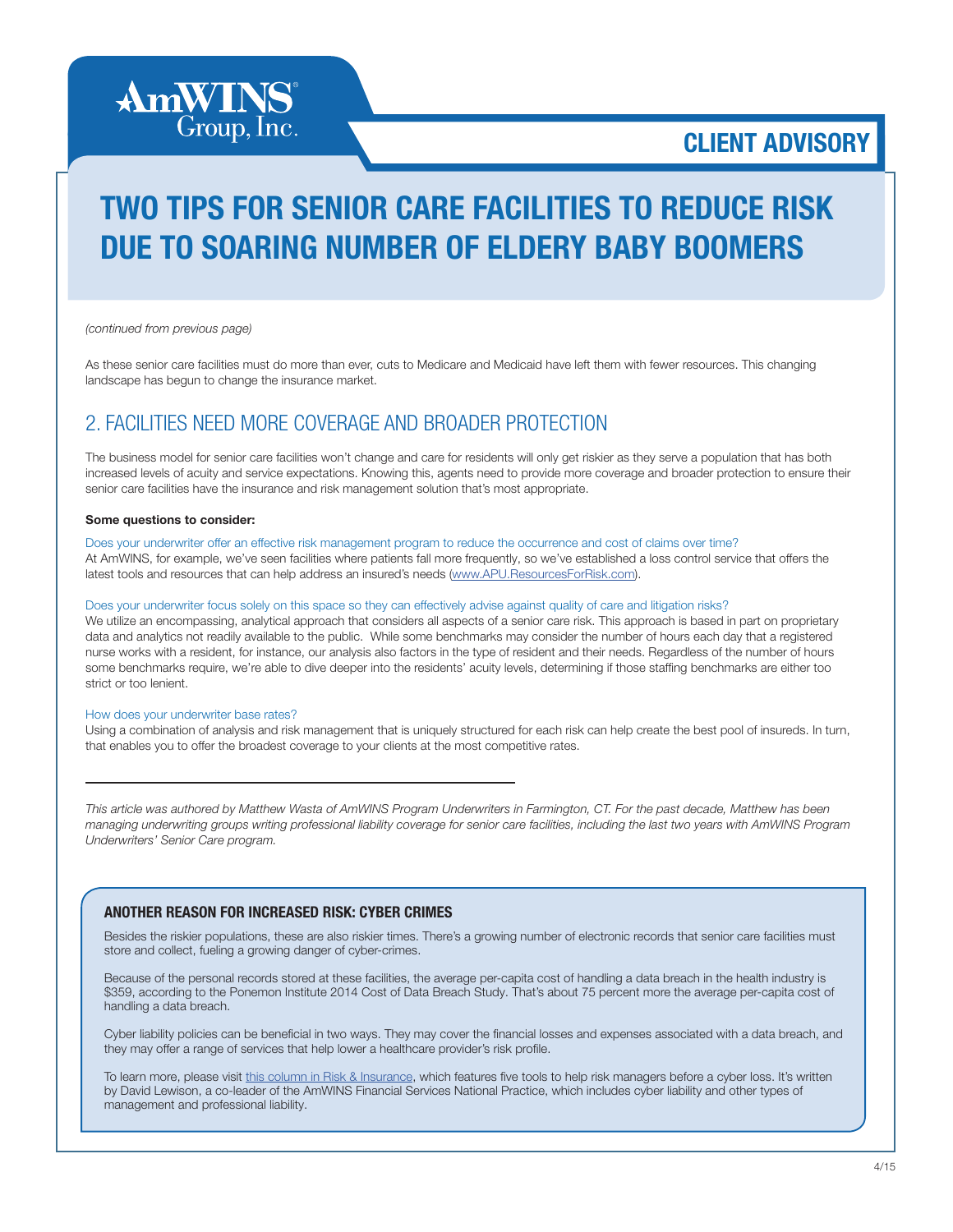CLIENT ADVISORY

# TWO TIPS FOR SENIOR CARE FACILITIES TO REDUCE RISK DUE TO SOARING NUMBER OF ELDERY BABY BOOMERS

*(continued from previous page)*

As these senior care facilities must do more than ever, cuts to Medicare and Medicaid have left them with fewer resources. This changing landscape has begun to change the insurance market.

## 2. FACILITIES NEED MORE COVERAGE AND BROADER PROTECTION

The business model for senior care facilities won't change and care for residents will only get riskier as they serve a population that has both increased levels of acuity and service expectations. Knowing this, agents need to provide more coverage and broader protection to ensure their senior care facilities have the insurance and risk management solution that's most appropriate.

**Some questions to consider:**

Does your underwriter offer an effective risk management program to reduce the occurrence and cost of claims over time?
At AmWINS, for example, we've seen facilities where patients fall more frequently, so we've established a loss control service that offers the latest tools and resources that can help address an insured's needs (www.APU.ResourcesForRisk.com).

Does your underwriter focus solely on this space so they can effectively advise against quality of care and litigation risks?
We utilize an encompassing, analytical approach that considers all aspects of a senior care risk. This approach is based in part on proprietary data and analytics not readily available to the public. While some benchmarks may consider the number of hours each day that a registered nurse works with a resident, for instance, our analysis also factors in the type of resident and their needs. Regardless of the number of hours some benchmarks require, we're able to dive deeper into the residents' acuity levels, determining if those staffing benchmarks are either too strict or too lenient.

How does your underwriter base rates?
Using a combination of analysis and risk management that is uniquely structured for each risk can help create the best pool of insureds. In turn, that enables you to offer the broadest coverage to your clients at the most competitive rates.

---

*This article was authored by Matthew Wasta of AmWINS Program Underwriters in Farmington, CT. For the past decade, Matthew has been managing underwriting groups writing professional liability coverage for senior care facilities, including the last two years with AmWINS Program Underwriters' Senior Care program.*

### ANOTHER REASON FOR INCREASED RISK: CYBER CRIMES

Besides the riskier populations, these are also riskier times. There's a growing number of electronic records that senior care facilities must store and collect, fueling a growing danger of cyber-crimes.

Because of the personal records stored at these facilities, the average per-capita cost of handling a data breach in the health industry is $359, according to the Ponemon Institute 2014 Cost of Data Breach Study. That's about 75 percent more the average per-capita cost of handling a data breach.

Cyber liability policies can be beneficial in two ways. They may cover the financial losses and expenses associated with a data breach, and they may offer a range of services that help lower a healthcare provider's risk profile.

To learn more, please visit this column in Risk & Insurance, which features five tools to help risk managers before a cyber loss. It's written by David Lewison, a co-leader of the AmWINS Financial Services National Practice, which includes cyber liability and other types of management and professional liability.